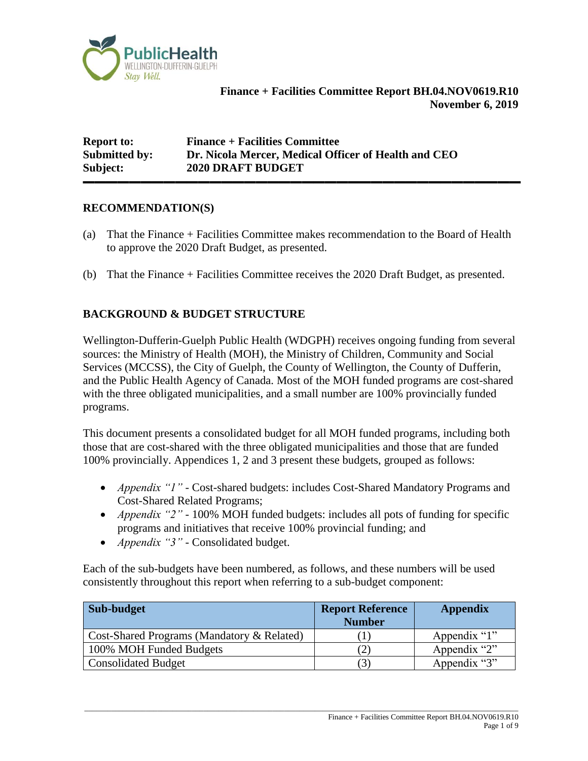**Finance + Facilities Committee Report BH.04.NOV0619.R10**
**November 6, 2019**

| | |
|---|---|
| **Report to:** | **Finance + Facilities Committee** |
| **Submitted by:** | **Dr. Nicola Mercer, Medical Officer of Health and CEO** |
| **Subject:** | **2020 DRAFT BUDGET** |

## RECOMMENDATION(S)

(a) That the Finance + Facilities Committee makes recommendation to the Board of Health to approve the 2020 Draft Budget, as presented.

(b) That the Finance + Facilities Committee receives the 2020 Draft Budget, as presented.

## BACKGROUND & BUDGET STRUCTURE

Wellington-Dufferin-Guelph Public Health (WDGPH) receives ongoing funding from several sources: the Ministry of Health (MOH), the Ministry of Children, Community and Social Services (MCCSS), the City of Guelph, the County of Wellington, the County of Dufferin, and the Public Health Agency of Canada. Most of the MOH funded programs are cost-shared with the three obligated municipalities, and a small number are 100% provincially funded programs.

This document presents a consolidated budget for all MOH funded programs, including both those that are cost-shared with the three obligated municipalities and those that are funded 100% provincially. Appendices 1, 2 and 3 present these budgets, grouped as follows:

- *Appendix "1"* - Cost-shared budgets: includes Cost-Shared Mandatory Programs and Cost-Shared Related Programs;
- *Appendix "2"* - 100% MOH funded budgets: includes all pots of funding for specific programs and initiatives that receive 100% provincial funding; and
- *Appendix "3"* - Consolidated budget.

Each of the sub-budgets have been numbered, as follows, and these numbers will be used consistently throughout this report when referring to a sub-budget component:

| Sub-budget | Report Reference Number | Appendix |
|---|---|---|
| Cost-Shared Programs (Mandatory & Related) | (1) | Appendix "1" |
| 100% MOH Funded Budgets | (2) | Appendix "2" |
| Consolidated Budget | (3) | Appendix "3" |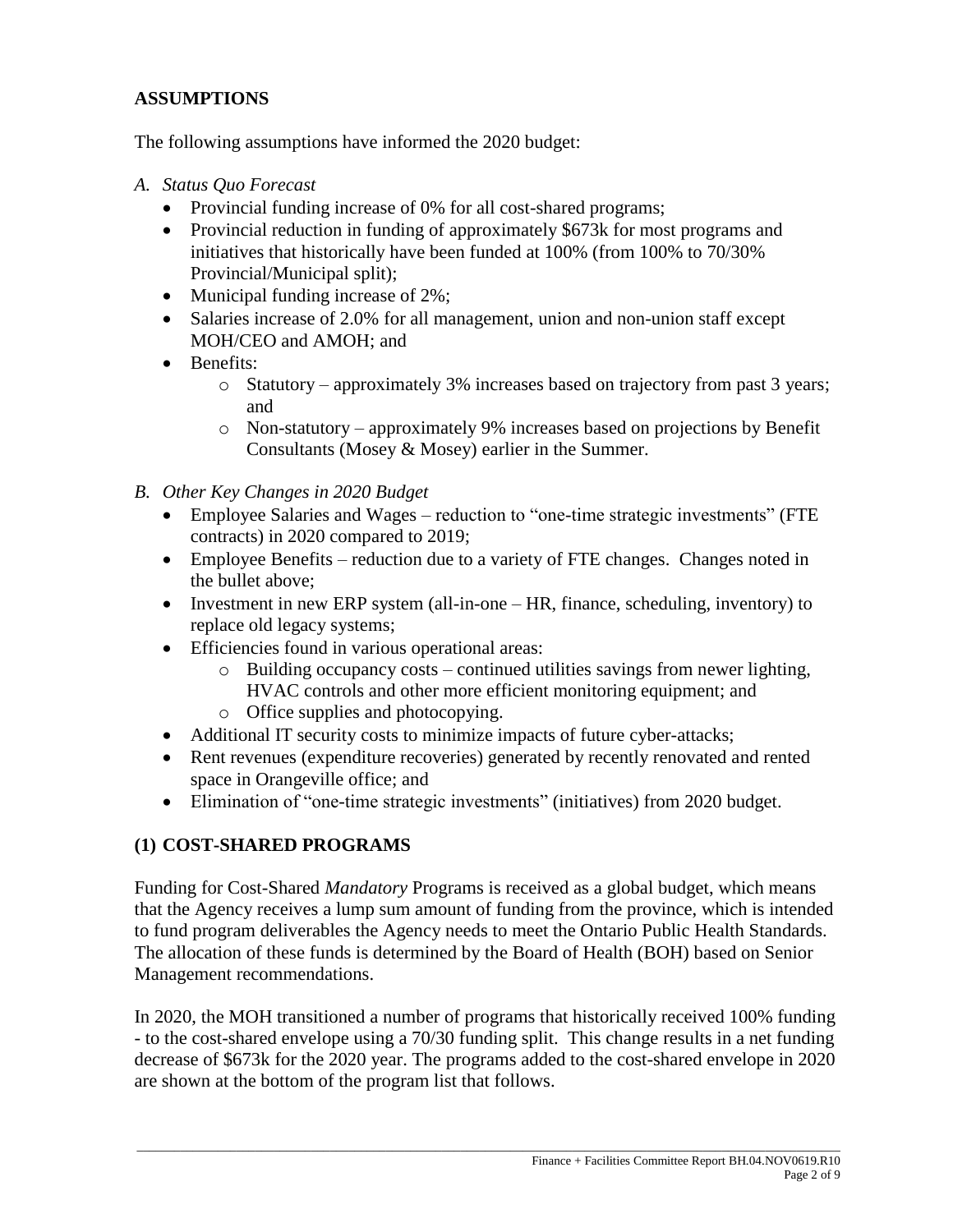## ASSUMPTIONS

The following assumptions have informed the 2020 budget:

*A. Status Quo Forecast*

- Provincial funding increase of 0% for all cost-shared programs;
- Provincial reduction in funding of approximately $673k for most programs and initiatives that historically have been funded at 100% (from 100% to 70/30% Provincial/Municipal split);
- Municipal funding increase of 2%;
- Salaries increase of 2.0% for all management, union and non-union staff except MOH/CEO and AMOH; and
- Benefits:
  - Statutory – approximately 3% increases based on trajectory from past 3 years; and
  - Non-statutory – approximately 9% increases based on projections by Benefit Consultants (Mosey & Mosey) earlier in the Summer.

*B. Other Key Changes in 2020 Budget*

- Employee Salaries and Wages – reduction to "one-time strategic investments" (FTE contracts) in 2020 compared to 2019;
- Employee Benefits – reduction due to a variety of FTE changes. Changes noted in the bullet above;
- Investment in new ERP system (all-in-one – HR, finance, scheduling, inventory) to replace old legacy systems;
- Efficiencies found in various operational areas:
  - Building occupancy costs – continued utilities savings from newer lighting, HVAC controls and other more efficient monitoring equipment; and
  - Office supplies and photocopying.
- Additional IT security costs to minimize impacts of future cyber-attacks;
- Rent revenues (expenditure recoveries) generated by recently renovated and rented space in Orangeville office; and
- Elimination of "one-time strategic investments" (initiatives) from 2020 budget.

## (1) COST-SHARED PROGRAMS

Funding for Cost-Shared *Mandatory* Programs is received as a global budget, which means that the Agency receives a lump sum amount of funding from the province, which is intended to fund program deliverables the Agency needs to meet the Ontario Public Health Standards. The allocation of these funds is determined by the Board of Health (BOH) based on Senior Management recommendations.

In 2020, the MOH transitioned a number of programs that historically received 100% funding - to the cost-shared envelope using a 70/30 funding split. This change results in a net funding decrease of $673k for the 2020 year. The programs added to the cost-shared envelope in 2020 are shown at the bottom of the program list that follows.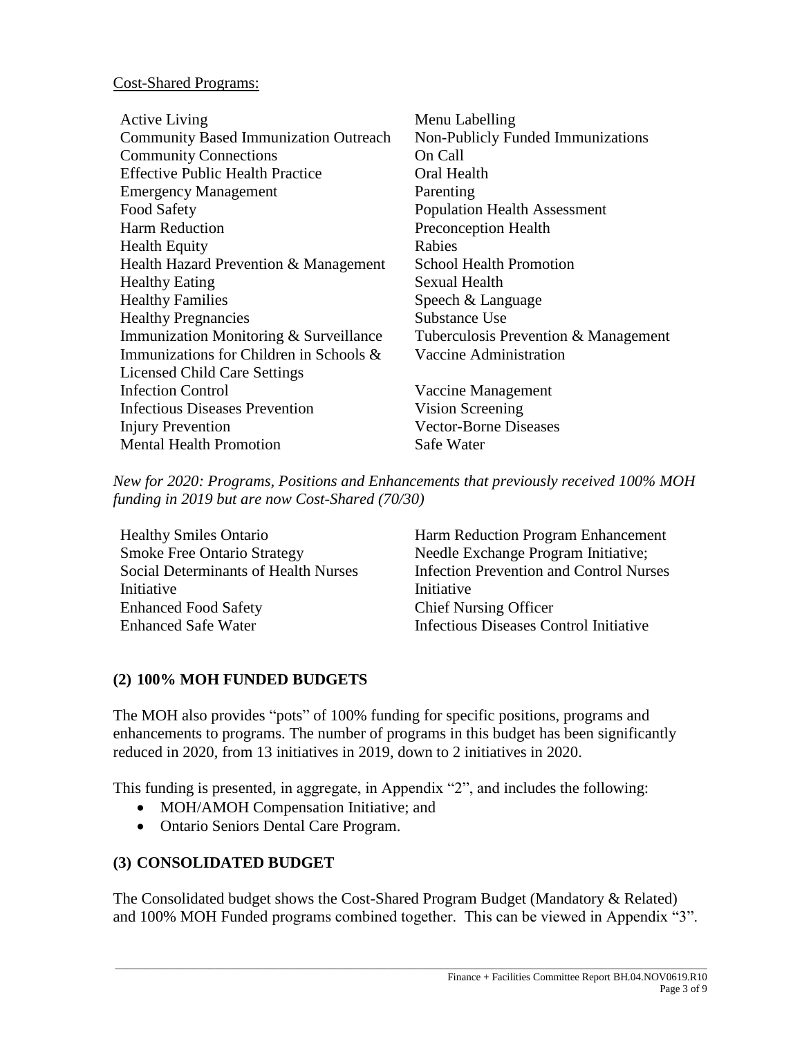Cost-Shared Programs:

- Active Living
- Community Based Immunization Outreach
- Community Connections
- Effective Public Health Practice
- Emergency Management
- Food Safety
- Harm Reduction
- Health Equity
- Health Hazard Prevention & Management
- Healthy Eating
- Healthy Families
- Healthy Pregnancies
- Immunization Monitoring & Surveillance
- Immunizations for Children in Schools & Licensed Child Care Settings
- Infection Control
- Infectious Diseases Prevention
- Injury Prevention
- Mental Health Promotion
- Menu Labelling
- Non-Publicly Funded Immunizations
- On Call
- Oral Health
- Parenting
- Population Health Assessment
- Preconception Health
- Rabies
- School Health Promotion
- Sexual Health
- Speech & Language
- Substance Use
- Tuberculosis Prevention & Management
- Vaccine Administration
- Vaccine Management
- Vision Screening
- Vector-Borne Diseases
- Safe Water

*New for 2020: Programs, Positions and Enhancements that previously received 100% MOH funding in 2019 but are now Cost-Shared (70/30)*

- Healthy Smiles Ontario
- Smoke Free Ontario Strategy
- Social Determinants of Health Nurses Initiative
- Enhanced Food Safety
- Enhanced Safe Water
- Harm Reduction Program Enhancement
- Needle Exchange Program Initiative;
- Infection Prevention and Control Nurses Initiative
- Chief Nursing Officer
- Infectious Diseases Control Initiative

## (2) 100% MOH FUNDED BUDGETS

The MOH also provides "pots" of 100% funding for specific positions, programs and enhancements to programs. The number of programs in this budget has been significantly reduced in 2020, from 13 initiatives in 2019, down to 2 initiatives in 2020.

This funding is presented, in aggregate, in Appendix "2", and includes the following:

- MOH/AMOH Compensation Initiative; and
- Ontario Seniors Dental Care Program.

## (3) CONSOLIDATED BUDGET

The Consolidated budget shows the Cost-Shared Program Budget (Mandatory & Related) and 100% MOH Funded programs combined together. This can be viewed in Appendix "3".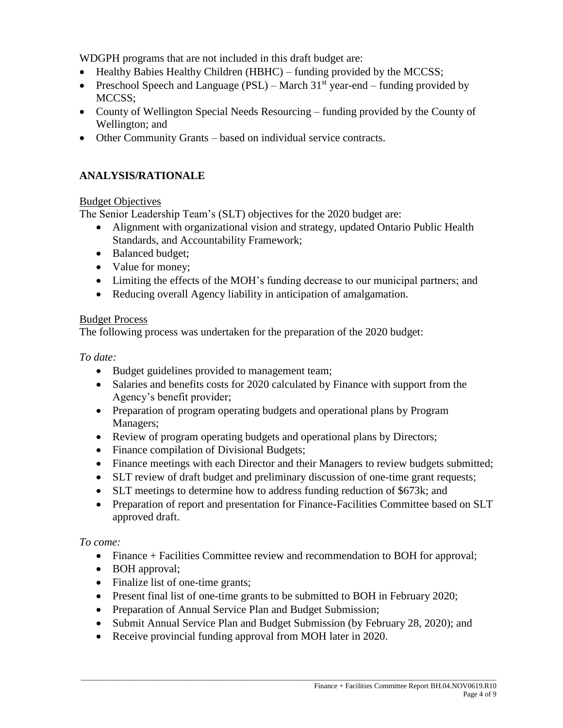WDGPH programs that are not included in this draft budget are:

- Healthy Babies Healthy Children (HBHC) – funding provided by the MCCSS;
- Preschool Speech and Language (PSL) – March 31st year-end – funding provided by MCCSS;
- County of Wellington Special Needs Resourcing – funding provided by the County of Wellington; and
- Other Community Grants – based on individual service contracts.

## ANALYSIS/RATIONALE

Budget Objectives

The Senior Leadership Team's (SLT) objectives for the 2020 budget are:

- Alignment with organizational vision and strategy, updated Ontario Public Health Standards, and Accountability Framework;
- Balanced budget;
- Value for money;
- Limiting the effects of the MOH's funding decrease to our municipal partners; and
- Reducing overall Agency liability in anticipation of amalgamation.

Budget Process

The following process was undertaken for the preparation of the 2020 budget:

*To date:*

- Budget guidelines provided to management team;
- Salaries and benefits costs for 2020 calculated by Finance with support from the Agency's benefit provider;
- Preparation of program operating budgets and operational plans by Program Managers;
- Review of program operating budgets and operational plans by Directors;
- Finance compilation of Divisional Budgets;
- Finance meetings with each Director and their Managers to review budgets submitted;
- SLT review of draft budget and preliminary discussion of one-time grant requests;
- SLT meetings to determine how to address funding reduction of $673k; and
- Preparation of report and presentation for Finance-Facilities Committee based on SLT approved draft.

*To come:*

- Finance + Facilities Committee review and recommendation to BOH for approval;
- BOH approval;
- Finalize list of one-time grants;
- Present final list of one-time grants to be submitted to BOH in February 2020;
- Preparation of Annual Service Plan and Budget Submission;
- Submit Annual Service Plan and Budget Submission (by February 28, 2020); and
- Receive provincial funding approval from MOH later in 2020.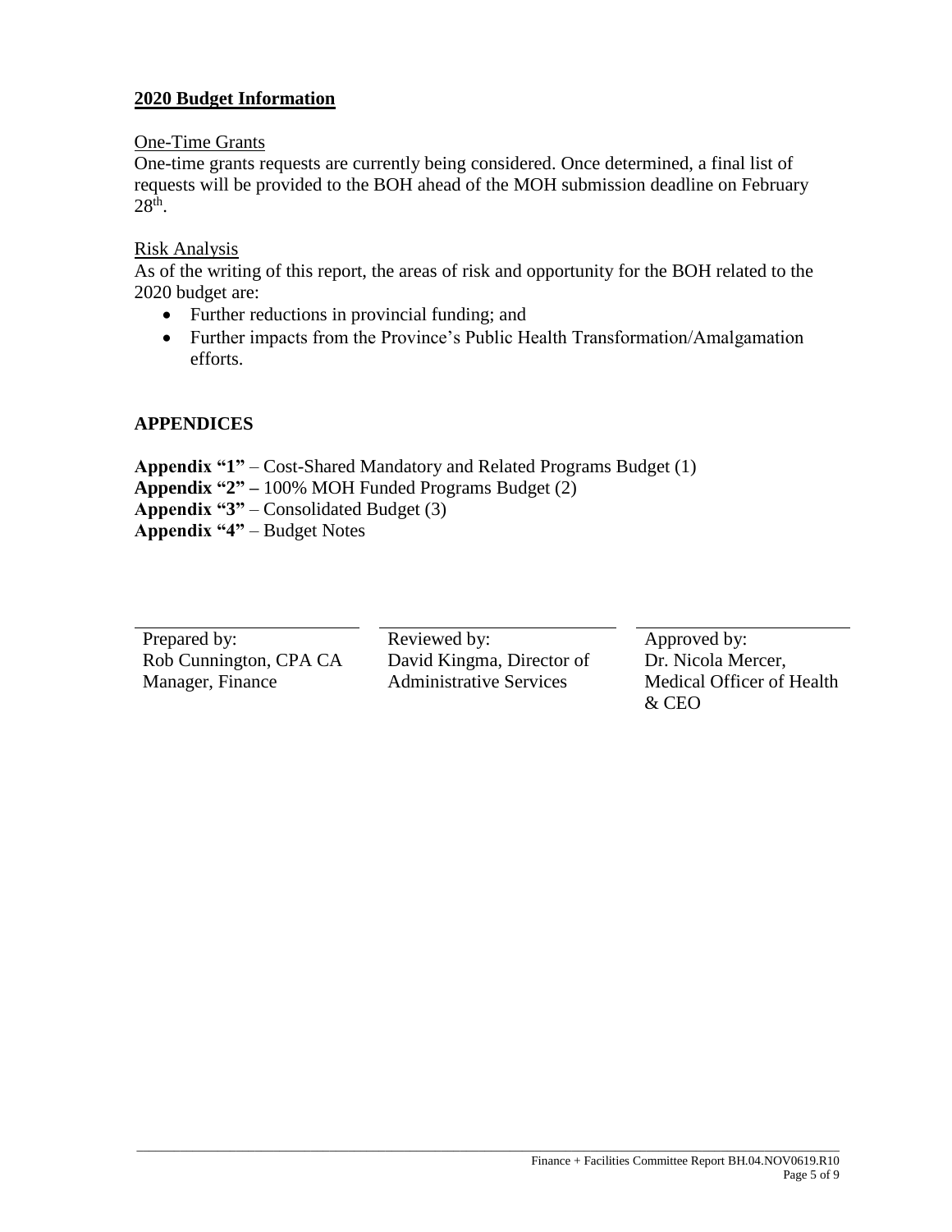## 2020 Budget Information

One-Time Grants

One-time grants requests are currently being considered. Once determined, a final list of requests will be provided to the BOH ahead of the MOH submission deadline on February 28th.

Risk Analysis

As of the writing of this report, the areas of risk and opportunity for the BOH related to the 2020 budget are:

- Further reductions in provincial funding; and
- Further impacts from the Province's Public Health Transformation/Amalgamation efforts.

## APPENDICES

**Appendix "1"** – Cost-Shared Mandatory and Related Programs Budget (1)
**Appendix "2" –** 100% MOH Funded Programs Budget (2)
**Appendix "3"** – Consolidated Budget (3)
**Appendix "4"** – Budget Notes

| Prepared by: | Reviewed by: | Approved by: |
|---|---|---|
| Rob Cunnington, CPA CA<br>Manager, Finance | David Kingma, Director of Administrative Services | Dr. Nicola Mercer,<br>Medical Officer of Health & CEO |

Finance + Facilities Committee Report BH.04.NOV0619.R10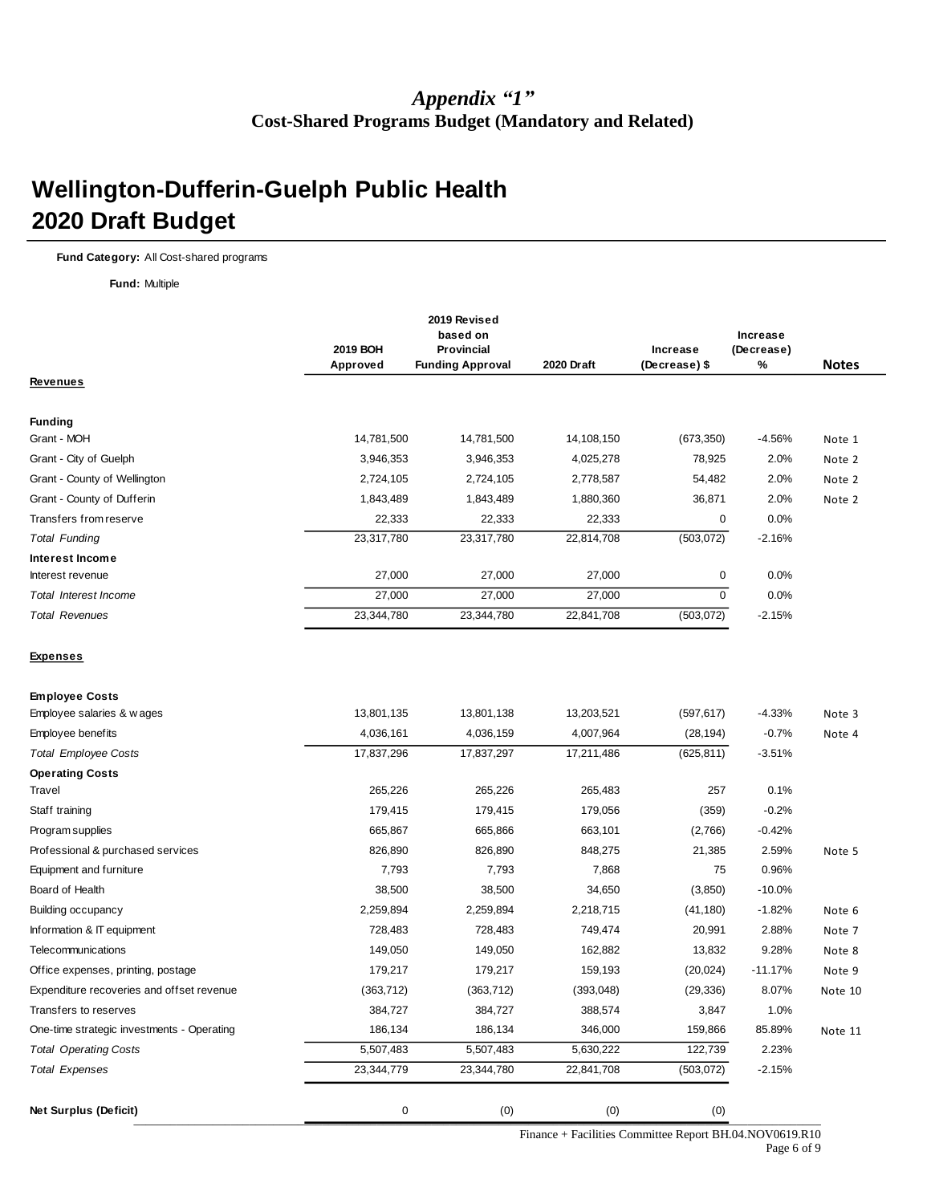*Appendix "1"*
**Cost-Shared Programs Budget (Mandatory and Related)**

# Wellington-Dufferin-Guelph Public Health
# 2020 Draft Budget

**Fund Category:** All Cost-shared programs

**Fund:** Multiple

| | 2019 BOH Approved | 2019 Revised based on Provincial Funding Approval | 2020 Draft | Increase (Decrease) $ | Increase (Decrease) % | Notes |
|---|---|---|---|---|---|---|
| **Revenues** | | | | | | |
| **Funding** | | | | | | |
| Grant - MOH | 14,781,500 | 14,781,500 | 14,108,150 | (673,350) | -4.56% | Note 1 |
| Grant - City of Guelph | 3,946,353 | 3,946,353 | 4,025,278 | 78,925 | 2.0% | Note 2 |
| Grant - County of Wellington | 2,724,105 | 2,724,105 | 2,778,587 | 54,482 | 2.0% | Note 2 |
| Grant - County of Dufferin | 1,843,489 | 1,843,489 | 1,880,360 | 36,871 | 2.0% | Note 2 |
| Transfers from reserve | 22,333 | 22,333 | 22,333 | 0 | 0.0% | |
| *Total Funding* | 23,317,780 | 23,317,780 | 22,814,708 | (503,072) | -2.16% | |
| **Interest Income** | | | | | | |
| Interest revenue | 27,000 | 27,000 | 27,000 | 0 | 0.0% | |
| *Total Interest Income* | 27,000 | 27,000 | 27,000 | 0 | 0.0% | |
| *Total Revenues* | 23,344,780 | 23,344,780 | 22,841,708 | (503,072) | -2.15% | |
| **Expenses** | | | | | | |
| **Employee Costs** | | | | | | |
| Employee salaries & wages | 13,801,135 | 13,801,138 | 13,203,521 | (597,617) | -4.33% | Note 3 |
| Employee benefits | 4,036,161 | 4,036,159 | 4,007,964 | (28,194) | -0.7% | Note 4 |
| *Total Employee Costs* | 17,837,296 | 17,837,297 | 17,211,486 | (625,811) | -3.51% | |
| **Operating Costs** | | | | | | |
| Travel | 265,226 | 265,226 | 265,483 | 257 | 0.1% | |
| Staff training | 179,415 | 179,415 | 179,056 | (359) | -0.2% | |
| Program supplies | 665,867 | 665,866 | 663,101 | (2,766) | -0.42% | |
| Professional & purchased services | 826,890 | 826,890 | 848,275 | 21,385 | 2.59% | Note 5 |
| Equipment and furniture | 7,793 | 7,793 | 7,868 | 75 | 0.96% | |
| Board of Health | 38,500 | 38,500 | 34,650 | (3,850) | -10.0% | |
| Building occupancy | 2,259,894 | 2,259,894 | 2,218,715 | (41,180) | -1.82% | Note 6 |
| Information & IT equipment | 728,483 | 728,483 | 749,474 | 20,991 | 2.88% | Note 7 |
| Telecommunications | 149,050 | 149,050 | 162,882 | 13,832 | 9.28% | Note 8 |
| Office expenses, printing, postage | 179,217 | 179,217 | 159,193 | (20,024) | -11.17% | Note 9 |
| Expenditure recoveries and offset revenue | (363,712) | (363,712) | (393,048) | (29,336) | 8.07% | Note 10 |
| Transfers to reserves | 384,727 | 384,727 | 388,574 | 3,847 | 1.0% | |
| One-time strategic investments - Operating | 186,134 | 186,134 | 346,000 | 159,866 | 85.89% | Note 11 |
| *Total Operating Costs* | 5,507,483 | 5,507,483 | 5,630,222 | 122,739 | 2.23% | |
| *Total Expenses* | 23,344,779 | 23,344,780 | 22,841,708 | (503,072) | -2.15% | |
| **Net Surplus (Deficit)** | 0 | (0) | (0) | (0) | | |

Finance + Facilities Committee Report BH.04.NOV0619.R10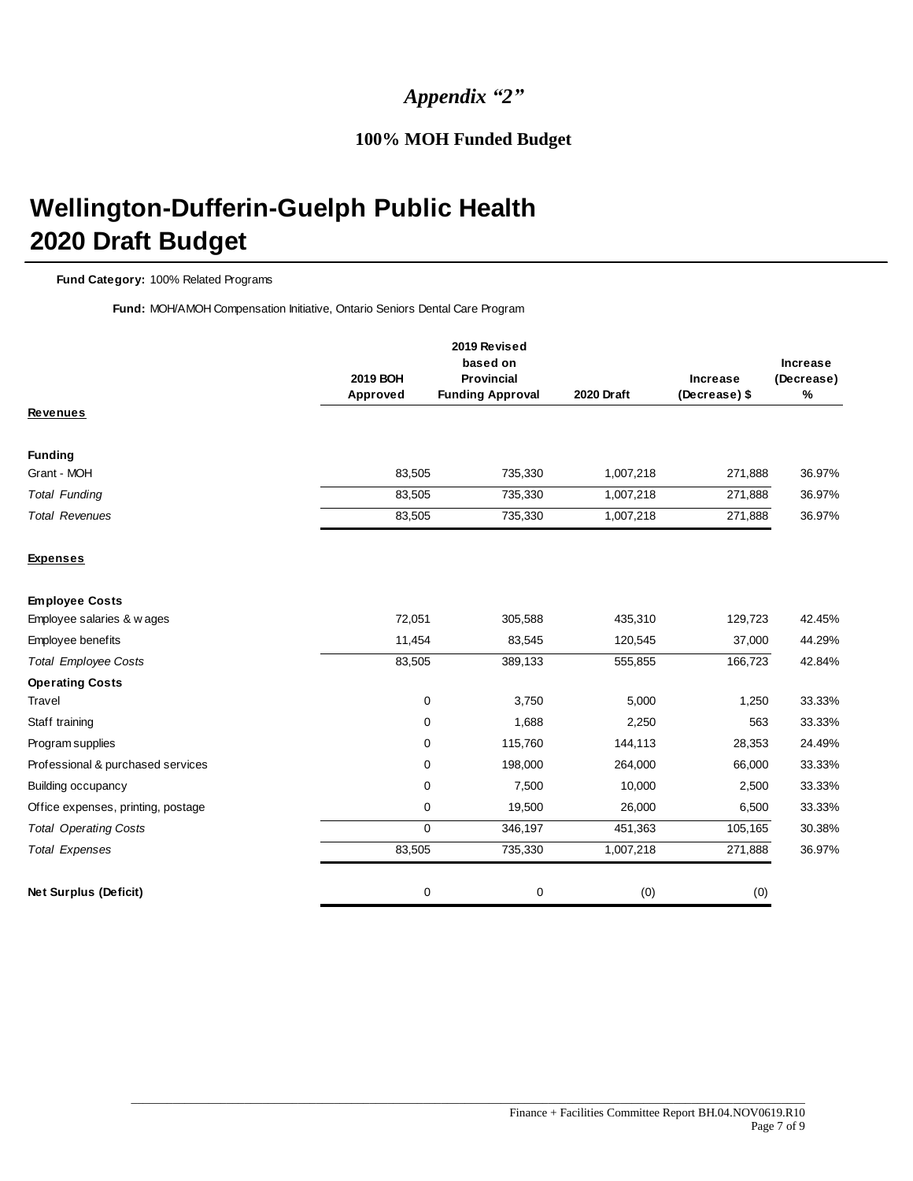*Appendix "2"*

**100% MOH Funded Budget**

# Wellington-Dufferin-Guelph Public Health
# 2020 Draft Budget

**Fund Category:** 100% Related Programs

**Fund:** MOH/AMOH Compensation Initiative, Ontario Seniors Dental Care Program

| | 2019 BOH Approved | 2019 Revised based on Provincial Funding Approval | 2020 Draft | Increase (Decrease) $ | Increase (Decrease) % |
|---|---|---|---|---|---|
| **Revenues** | | | | | |
| **Funding** | | | | | |
| Grant - MOH | 83,505 | 735,330 | 1,007,218 | 271,888 | 36.97% |
| *Total Funding* | 83,505 | 735,330 | 1,007,218 | 271,888 | 36.97% |
| *Total Revenues* | 83,505 | 735,330 | 1,007,218 | 271,888 | 36.97% |
| **Expenses** | | | | | |
| **Employee Costs** | | | | | |
| Employee salaries & wages | 72,051 | 305,588 | 435,310 | 129,723 | 42.45% |
| Employee benefits | 11,454 | 83,545 | 120,545 | 37,000 | 44.29% |
| *Total Employee Costs* | 83,505 | 389,133 | 555,855 | 166,723 | 42.84% |
| **Operating Costs** | | | | | |
| Travel | 0 | 3,750 | 5,000 | 1,250 | 33.33% |
| Staff training | 0 | 1,688 | 2,250 | 563 | 33.33% |
| Program supplies | 0 | 115,760 | 144,113 | 28,353 | 24.49% |
| Professional & purchased services | 0 | 198,000 | 264,000 | 66,000 | 33.33% |
| Building occupancy | 0 | 7,500 | 10,000 | 2,500 | 33.33% |
| Office expenses, printing, postage | 0 | 19,500 | 26,000 | 6,500 | 33.33% |
| *Total Operating Costs* | 0 | 346,197 | 451,363 | 105,165 | 30.38% |
| *Total Expenses* | 83,505 | 735,330 | 1,007,218 | 271,888 | 36.97% |
| **Net Surplus (Deficit)** | 0 | 0 | (0) | (0) | |

Finance + Facilities Committee Report BH.04.NOV0619.R10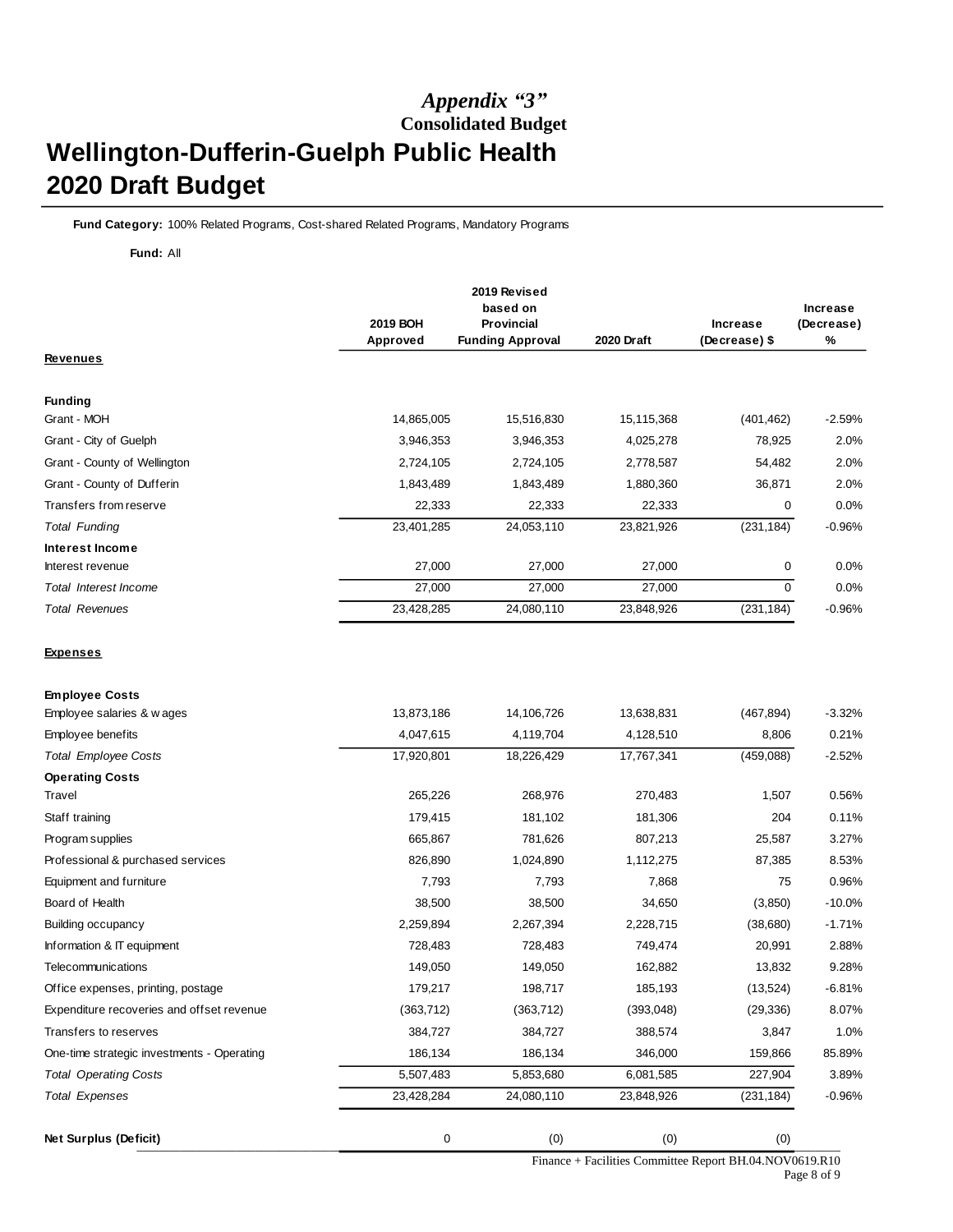## *Appendix "3"*
**Consolidated Budget**

# Wellington-Dufferin-Guelph Public Health
# 2020 Draft Budget

**Fund Category:** 100% Related Programs, Cost-shared Related Programs, Mandatory Programs

**Fund:** All

| | 2019 BOH Approved | 2019 Revised based on Provincial Funding Approval | 2020 Draft | Increase (Decrease) $ | Increase (Decrease) % |
|---|---|---|---|---|---|
| **Revenues** | | | | | |
| **Funding** | | | | | |
| Grant - MOH | 14,865,005 | 15,516,830 | 15,115,368 | (401,462) | -2.59% |
| Grant - City of Guelph | 3,946,353 | 3,946,353 | 4,025,278 | 78,925 | 2.0% |
| Grant - County of Wellington | 2,724,105 | 2,724,105 | 2,778,587 | 54,482 | 2.0% |
| Grant - County of Dufferin | 1,843,489 | 1,843,489 | 1,880,360 | 36,871 | 2.0% |
| Transfers from reserve | 22,333 | 22,333 | 22,333 | 0 | 0.0% |
| *Total Funding* | 23,401,285 | 24,053,110 | 23,821,926 | (231,184) | -0.96% |
| **Interest Income** | | | | | |
| Interest revenue | 27,000 | 27,000 | 27,000 | 0 | 0.0% |
| *Total Interest Income* | 27,000 | 27,000 | 27,000 | 0 | 0.0% |
| *Total Revenues* | 23,428,285 | 24,080,110 | 23,848,926 | (231,184) | -0.96% |
| **Expenses** | | | | | |
| **Employee Costs** | | | | | |
| Employee salaries & wages | 13,873,186 | 14,106,726 | 13,638,831 | (467,894) | -3.32% |
| Employee benefits | 4,047,615 | 4,119,704 | 4,128,510 | 8,806 | 0.21% |
| *Total Employee Costs* | 17,920,801 | 18,226,429 | 17,767,341 | (459,088) | -2.52% |
| **Operating Costs** | | | | | |
| Travel | 265,226 | 268,976 | 270,483 | 1,507 | 0.56% |
| Staff training | 179,415 | 181,102 | 181,306 | 204 | 0.11% |
| Program supplies | 665,867 | 781,626 | 807,213 | 25,587 | 3.27% |
| Professional & purchased services | 826,890 | 1,024,890 | 1,112,275 | 87,385 | 8.53% |
| Equipment and furniture | 7,793 | 7,793 | 7,868 | 75 | 0.96% |
| Board of Health | 38,500 | 38,500 | 34,650 | (3,850) | -10.0% |
| Building occupancy | 2,259,894 | 2,267,394 | 2,228,715 | (38,680) | -1.71% |
| Information & IT equipment | 728,483 | 728,483 | 749,474 | 20,991 | 2.88% |
| Telecommunications | 149,050 | 149,050 | 162,882 | 13,832 | 9.28% |
| Office expenses, printing, postage | 179,217 | 198,717 | 185,193 | (13,524) | -6.81% |
| Expenditure recoveries and offset revenue | (363,712) | (363,712) | (393,048) | (29,336) | 8.07% |
| Transfers to reserves | 384,727 | 384,727 | 388,574 | 3,847 | 1.0% |
| One-time strategic investments - Operating | 186,134 | 186,134 | 346,000 | 159,866 | 85.89% |
| *Total Operating Costs* | 5,507,483 | 5,853,680 | 6,081,585 | 227,904 | 3.89% |
| *Total Expenses* | 23,428,284 | 24,080,110 | 23,848,926 | (231,184) | -0.96% |
| **Net Surplus (Deficit)** | 0 | (0) | (0) | (0) | |

Finance + Facilities Committee Report BH.04.NOV0619.R10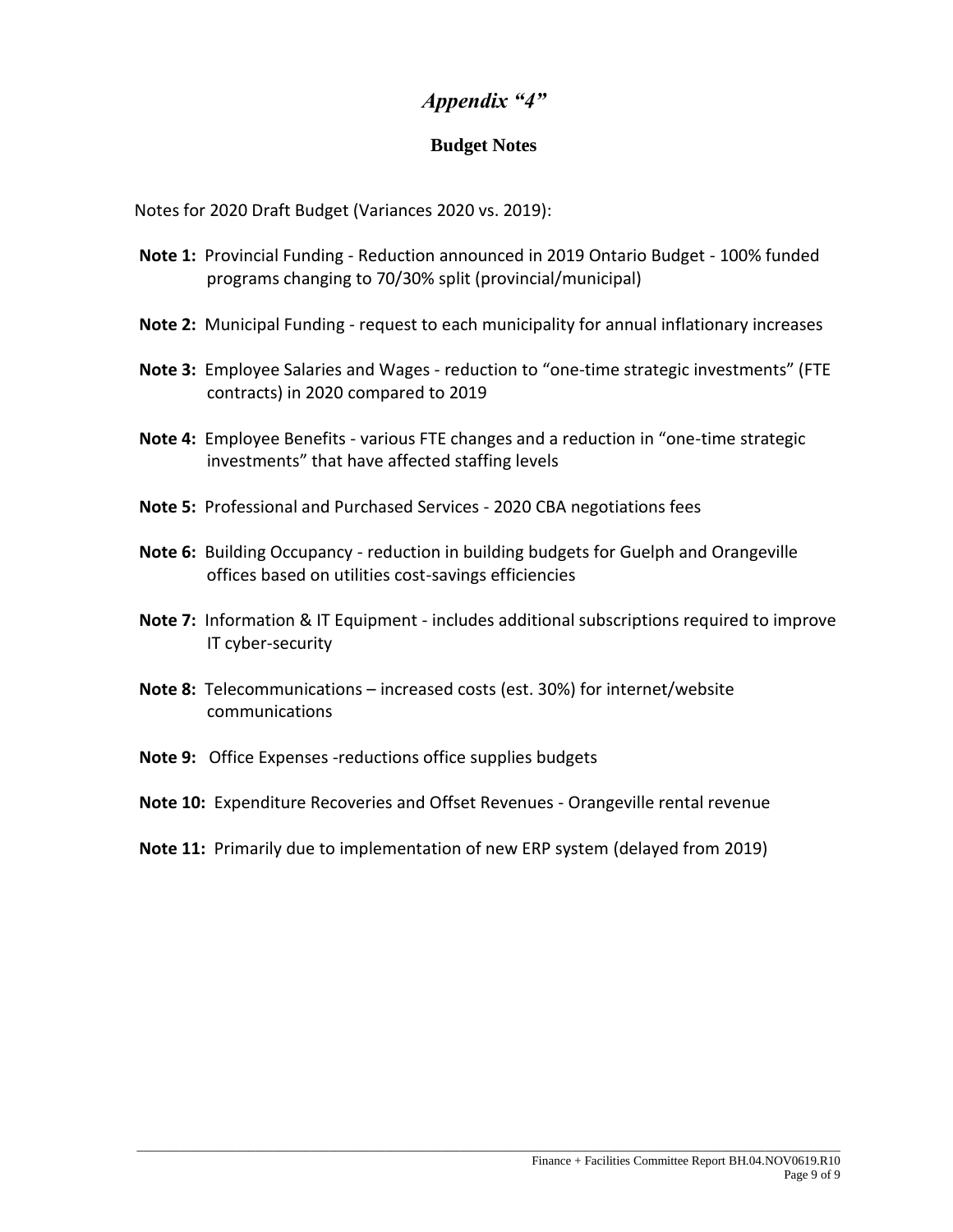# *Appendix "4"*

## Budget Notes

Notes for 2020 Draft Budget (Variances 2020 vs. 2019):

**Note 1:** Provincial Funding - Reduction announced in 2019 Ontario Budget - 100% funded programs changing to 70/30% split (provincial/municipal)

**Note 2:** Municipal Funding - request to each municipality for annual inflationary increases

**Note 3:** Employee Salaries and Wages - reduction to "one-time strategic investments" (FTE contracts) in 2020 compared to 2019

**Note 4:** Employee Benefits - various FTE changes and a reduction in "one-time strategic investments" that have affected staffing levels

**Note 5:** Professional and Purchased Services - 2020 CBA negotiations fees

**Note 6:** Building Occupancy - reduction in building budgets for Guelph and Orangeville offices based on utilities cost-savings efficiencies

**Note 7:** Information & IT Equipment - includes additional subscriptions required to improve IT cyber-security

**Note 8:** Telecommunications – increased costs (est. 30%) for internet/website communications

**Note 9:** Office Expenses -reductions office supplies budgets

**Note 10:** Expenditure Recoveries and Offset Revenues - Orangeville rental revenue

**Note 11:** Primarily due to implementation of new ERP system (delayed from 2019)